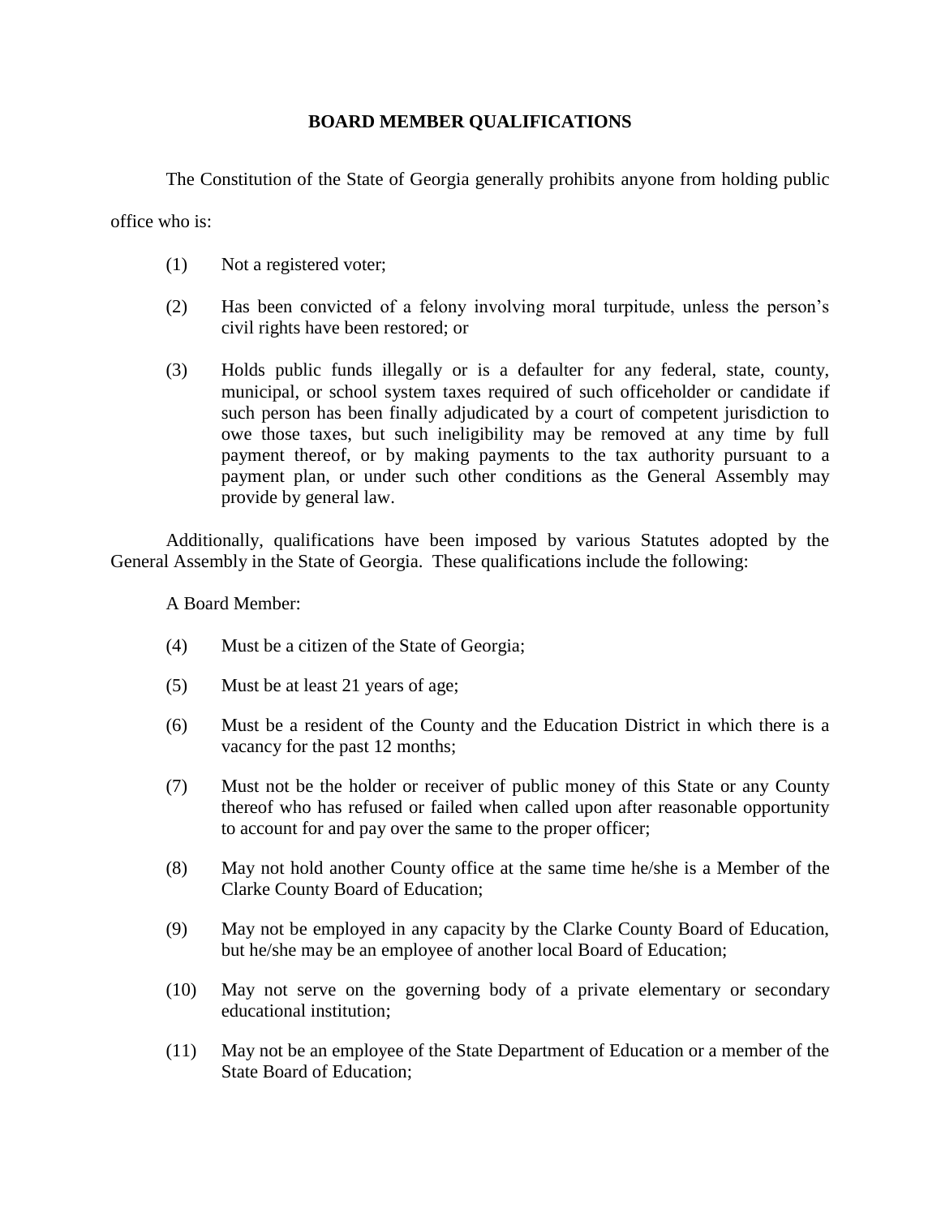# BOARD MEMBER QUALIFICATIONS

The Constitution of the State of Georgia generally prohibits anyone from holding public office who is:

(1) Not a registered voter;

(2) Has been convicted of a felony involving moral turpitude, unless the person's civil rights have been restored; or

(3) Holds public funds illegally or is a defaulter for any federal, state, county, municipal, or school system taxes required of such officeholder or candidate if such person has been finally adjudicated by a court of competent jurisdiction to owe those taxes, but such ineligibility may be removed at any time by full payment thereof, or by making payments to the tax authority pursuant to a payment plan, or under such other conditions as the General Assembly may provide by general law.

Additionally, qualifications have been imposed by various Statutes adopted by the General Assembly in the State of Georgia. These qualifications include the following:

A Board Member:

(4) Must be a citizen of the State of Georgia;

(5) Must be at least 21 years of age;

(6) Must be a resident of the County and the Education District in which there is a vacancy for the past 12 months;

(7) Must not be the holder or receiver of public money of this State or any County thereof who has refused or failed when called upon after reasonable opportunity to account for and pay over the same to the proper officer;

(8) May not hold another County office at the same time he/she is a Member of the Clarke County Board of Education;

(9) May not be employed in any capacity by the Clarke County Board of Education, but he/she may be an employee of another local Board of Education;

(10) May not serve on the governing body of a private elementary or secondary educational institution;

(11) May not be an employee of the State Department of Education or a member of the State Board of Education;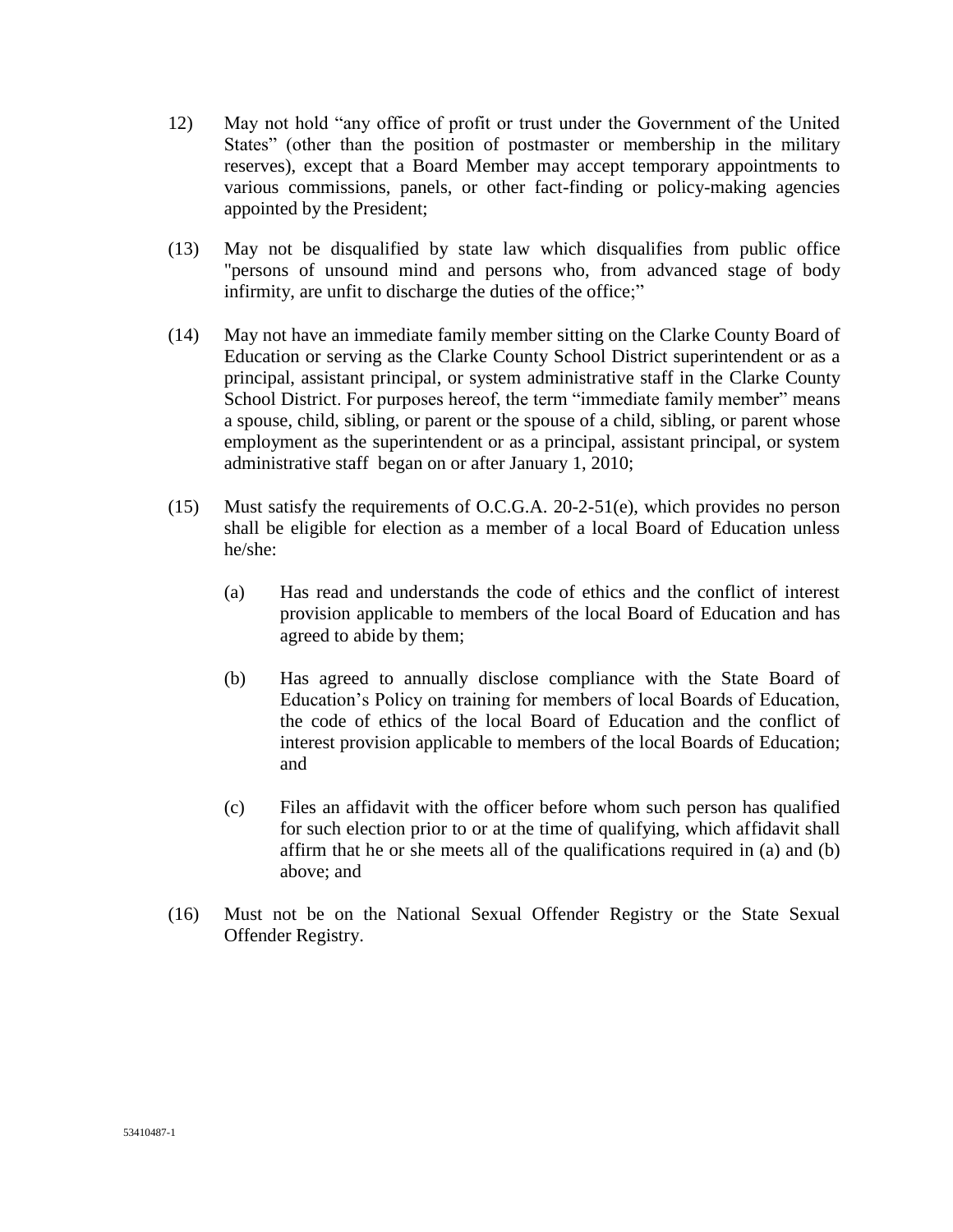12) May not hold "any office of profit or trust under the Government of the United States" (other than the position of postmaster or membership in the military reserves), except that a Board Member may accept temporary appointments to various commissions, panels, or other fact-finding or policy-making agencies appointed by the President;

(13) May not be disqualified by state law which disqualifies from public office "persons of unsound mind and persons who, from advanced stage of body infirmity, are unfit to discharge the duties of the office;"

(14) May not have an immediate family member sitting on the Clarke County Board of Education or serving as the Clarke County School District superintendent or as a principal, assistant principal, or system administrative staff in the Clarke County School District. For purposes hereof, the term "immediate family member" means a spouse, child, sibling, or parent or the spouse of a child, sibling, or parent whose employment as the superintendent or as a principal, assistant principal, or system administrative staff began on or after January 1, 2010;

(15) Must satisfy the requirements of O.C.G.A. 20-2-51(e), which provides no person shall be eligible for election as a member of a local Board of Education unless he/she:

    (a) Has read and understands the code of ethics and the conflict of interest provision applicable to members of the local Board of Education and has agreed to abide by them;

    (b) Has agreed to annually disclose compliance with the State Board of Education's Policy on training for members of local Boards of Education, the code of ethics of the local Board of Education and the conflict of interest provision applicable to members of the local Boards of Education; and

    (c) Files an affidavit with the officer before whom such person has qualified for such election prior to or at the time of qualifying, which affidavit shall affirm that he or she meets all of the qualifications required in (a) and (b) above; and

(16) Must not be on the National Sexual Offender Registry or the State Sexual Offender Registry.

53410487-1